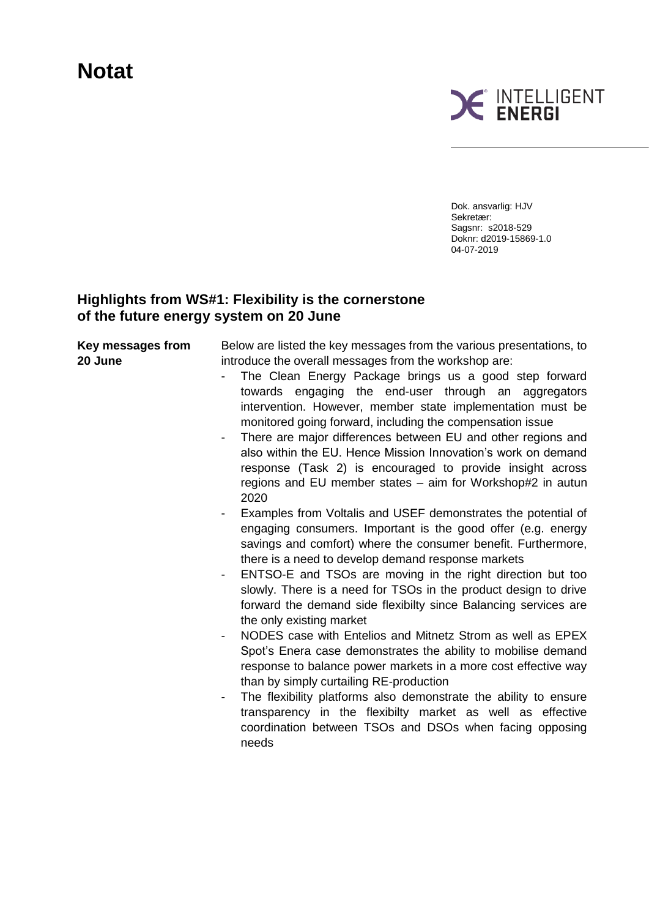# Notat

INTELLIGENT ENERGI

Dok. ansvarlig: HJV
Sekretær:
Sagsnr: s2018-529
Doknr: d2019-15869-1.0
04-07-2019

## Highlights from WS#1: Flexibility is the cornerstone of the future energy system on 20 June

**Key messages from 20 June**

Below are listed the key messages from the various presentations, to introduce the overall messages from the workshop are:

- The Clean Energy Package brings us a good step forward towards engaging the end-user through an aggregators intervention. However, member state implementation must be monitored going forward, including the compensation issue
- There are major differences between EU and other regions and also within the EU. Hence Mission Innovation's work on demand response (Task 2) is encouraged to provide insight across regions and EU member states – aim for Workshop#2 in autun 2020
- Examples from Voltalis and USEF demonstrates the potential of engaging consumers. Important is the good offer (e.g. energy savings and comfort) where the consumer benefit. Furthermore, there is a need to develop demand response markets
- ENTSO-E and TSOs are moving in the right direction but too slowly. There is a need for TSOs in the product design to drive forward the demand side flexibilty since Balancing services are the only existing market
- NODES case with Entelios and Mitnetz Strom as well as EPEX Spot's Enera case demonstrates the ability to mobilise demand response to balance power markets in a more cost effective way than by simply curtailing RE-production
- The flexibility platforms also demonstrate the ability to ensure transparency in the flexibilty market as well as effective coordination between TSOs and DSOs when facing opposing needs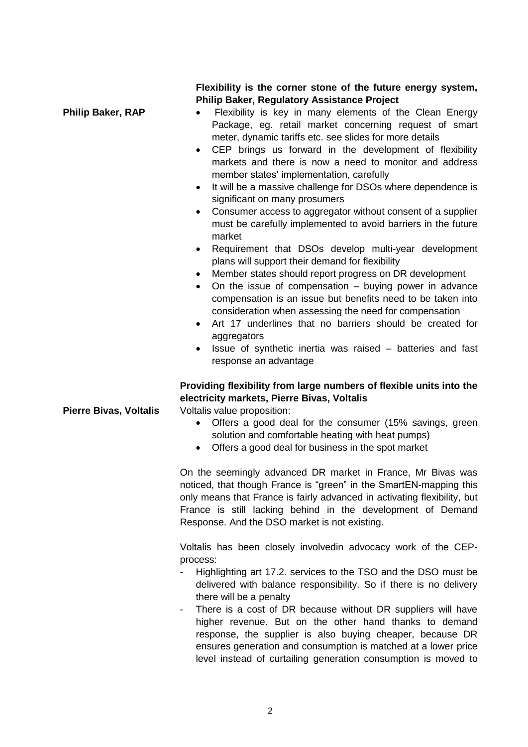**Philip Baker, RAP**

**Flexibility is the corner stone of the future energy system, Philip Baker, Regulatory Assistance Project**

- Flexibility is key in many elements of the Clean Energy Package, eg. retail market concerning request of smart meter, dynamic tariffs etc. see slides for more details
- CEP brings us forward in the development of flexibility markets and there is now a need to monitor and address member states' implementation, carefully
- It will be a massive challenge for DSOs where dependence is significant on many prosumers
- Consumer access to aggregator without consent of a supplier must be carefully implemented to avoid barriers in the future market
- Requirement that DSOs develop multi-year development plans will support their demand for flexibility
- Member states should report progress on DR development
- On the issue of compensation – buying power in advance compensation is an issue but benefits need to be taken into consideration when assessing the need for compensation
- Art 17 underlines that no barriers should be created for aggregators
- Issue of synthetic inertia was raised – batteries and fast response an advantage

**Pierre Bivas, Voltalis**

**Providing flexibility from large numbers of flexible units into the electricity markets, Pierre Bivas, Voltalis**

Voltalis value proposition:

- Offers a good deal for the consumer (15% savings, green solution and comfortable heating with heat pumps)
- Offers a good deal for business in the spot market

On the seemingly advanced DR market in France, Mr Bivas was noticed, that though France is "green" in the SmartEN-mapping this only means that France is fairly advanced in activating flexibility, but France is still lacking behind in the development of Demand Response. And the DSO market is not existing.

Voltalis has been closely involvedin advocacy work of the CEP-process:

- Highlighting art 17.2. services to the TSO and the DSO must be delivered with balance responsibility. So if there is no delivery there will be a penalty
- There is a cost of DR because without DR suppliers will have higher revenue. But on the other hand thanks to demand response, the supplier is also buying cheaper, because DR ensures generation and consumption is matched at a lower price level instead of curtailing generation consumption is moved to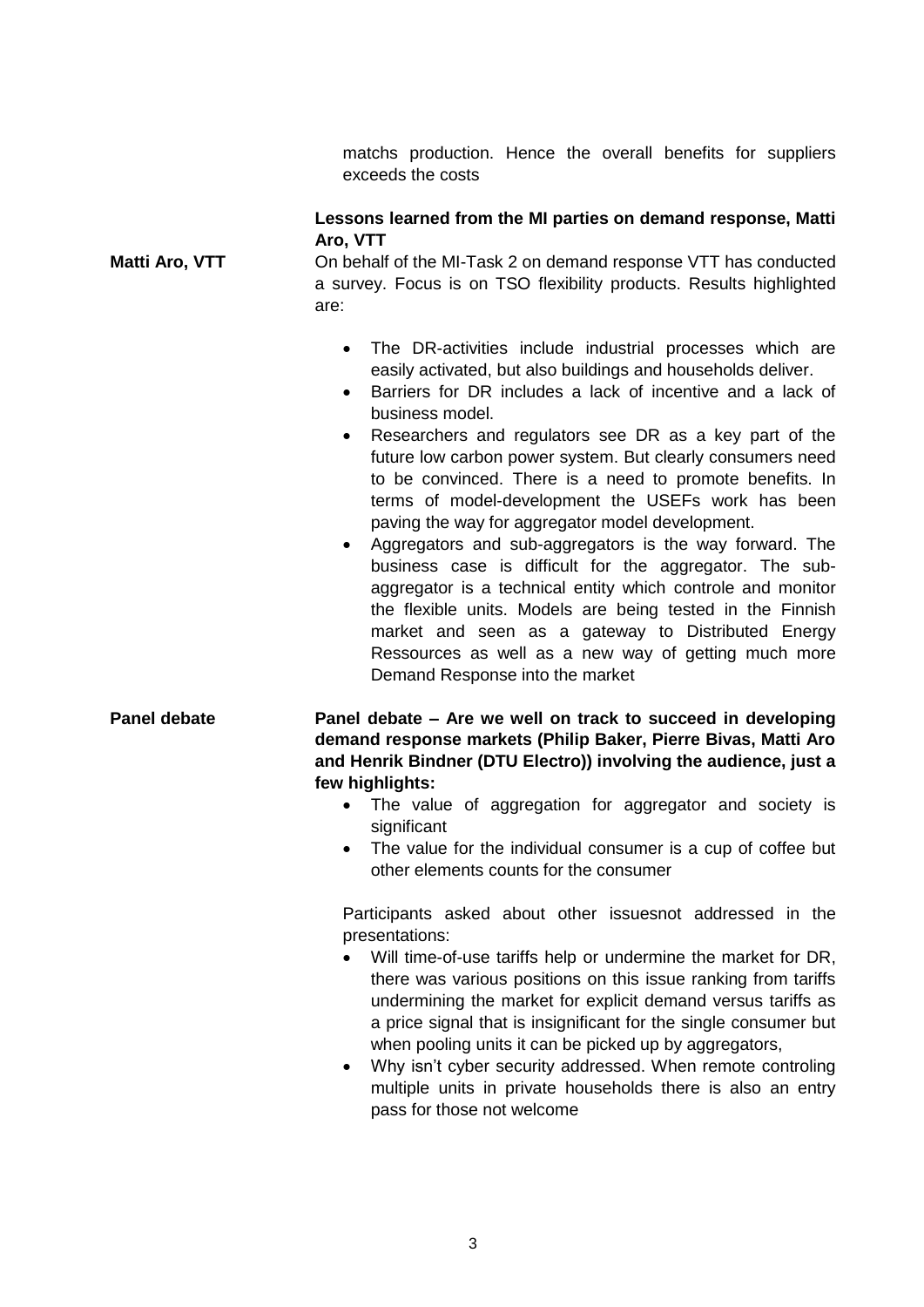matchs production. Hence the overall benefits for suppliers exceeds the costs

**Lessons learned from the MI parties on demand response, Matti Aro, VTT**

**Matti Aro, VTT**

On behalf of the MI-Task 2 on demand response VTT has conducted a survey. Focus is on TSO flexibility products. Results highlighted are:

- The DR-activities include industrial processes which are easily activated, but also buildings and households deliver.
- Barriers for DR includes a lack of incentive and a lack of business model.
- Researchers and regulators see DR as a key part of the future low carbon power system. But clearly consumers need to be convinced. There is a need to promote benefits. In terms of model-development the USEFs work has been paving the way for aggregator model development.
- Aggregators and sub-aggregators is the way forward. The business case is difficult for the aggregator. The sub-aggregator is a technical entity which controle and monitor the flexible units. Models are being tested in the Finnish market and seen as a gateway to Distributed Energy Ressources as well as a new way of getting much more Demand Response into the market

**Panel debate**

**Panel debate – Are we well on track to succeed in developing demand response markets (Philip Baker, Pierre Bivas, Matti Aro and Henrik Bindner (DTU Electro)) involving the audience, just a few highlights:**

- The value of aggregation for aggregator and society is significant
- The value for the individual consumer is a cup of coffee but other elements counts for the consumer

Participants asked about other issuesnot addressed in the presentations:

- Will time-of-use tariffs help or undermine the market for DR, there was various positions on this issue ranking from tariffs undermining the market for explicit demand versus tariffs as a price signal that is insignificant for the single consumer but when pooling units it can be picked up by aggregators,
- Why isn't cyber security addressed. When remote controling multiple units in private households there is also an entry pass for those not welcome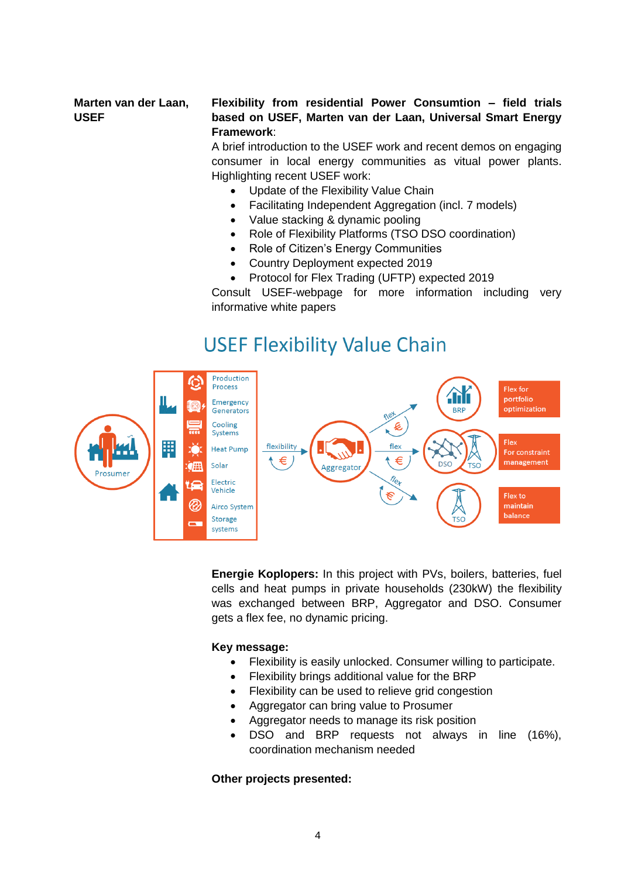**Marten van der Laan, USEF**

**Flexibility from residential Power Consumtion – field trials based on USEF, Marten van der Laan, Universal Smart Energy Framework**:

A brief introduction to the USEF work and recent demos on engaging consumer in local energy communities as vitual power plants. Highlighting recent USEF work:

- Update of the Flexibility Value Chain
- Facilitating Independent Aggregation (incl. 7 models)
- Value stacking & dynamic pooling
- Role of Flexibility Platforms (TSO DSO coordination)
- Role of Citizen's Energy Communities
- Country Deployment expected 2019
- Protocol for Flex Trading (UFTP) expected 2019

Consult USEF-webpage for more information including very informative white papers

USEF Flexibility Value Chain

Prosumer

Production Process
Emergency Generators
Cooling Systems
Heat Pump
Solar
Electric Vehicle
Airco System
Storage systems

flexibility
€
Aggregator
flex
€
flex
€
flex
€

BRP
DSO
TSO
TSO

Flex for portfolio optimization
Flex For constraint management
Flex to maintain balance

**Energie Koplopers:** In this project with PVs, boilers, batteries, fuel cells and heat pumps in private households (230kW) the flexibility was exchanged between BRP, Aggregator and DSO. Consumer gets a flex fee, no dynamic pricing.

**Key message:**

- Flexibility is easily unlocked. Consumer willing to participate.
- Flexibility brings additional value for the BRP
- Flexibility can be used to relieve grid congestion
- Aggregator can bring value to Prosumer
- Aggregator needs to manage its risk position
- DSO and BRP requests not always in line (16%), coordination mechanism needed

**Other projects presented:**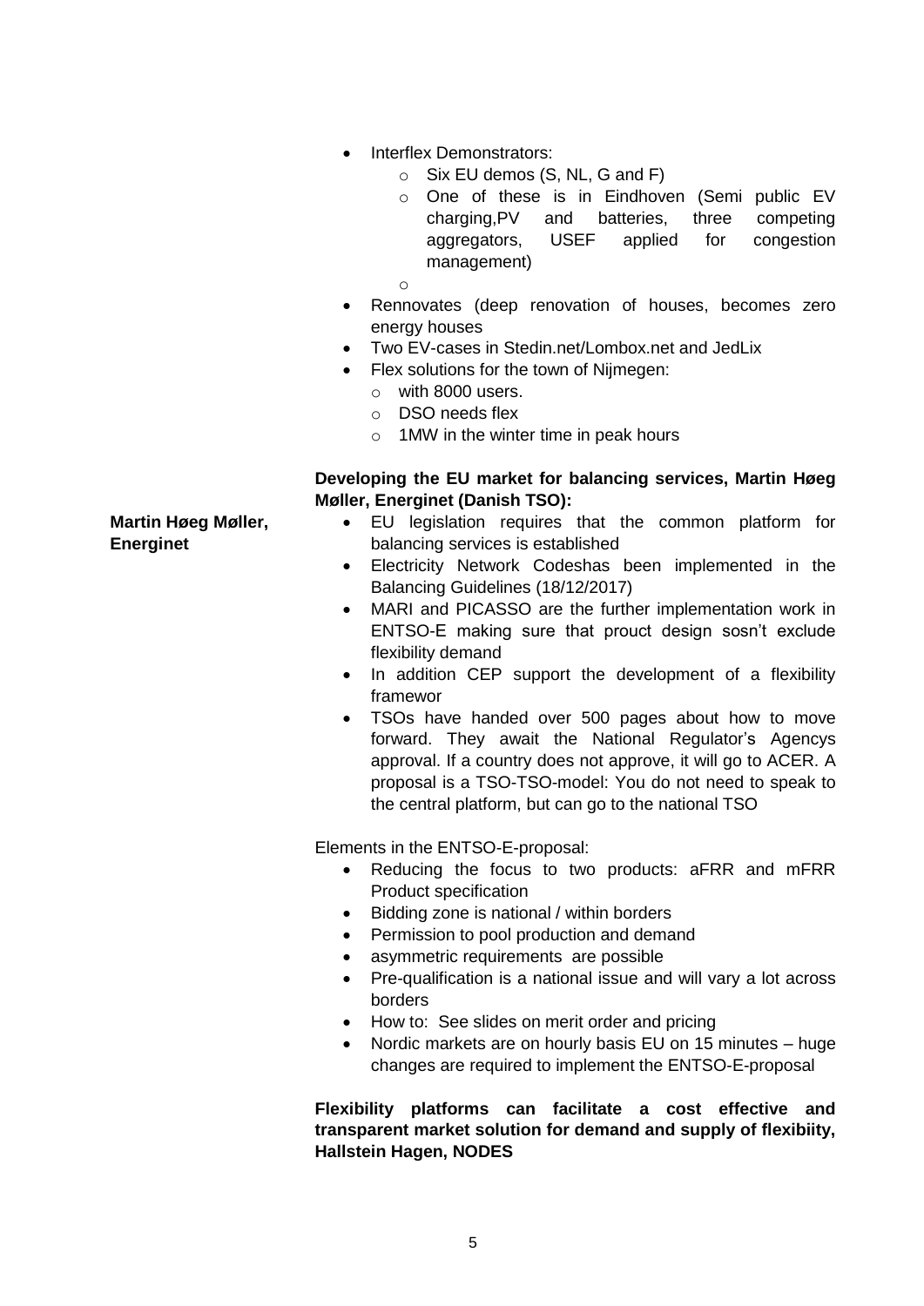- Interflex Demonstrators:
  - Six EU demos (S, NL, G and F)
  - One of these is in Eindhoven (Semi public EV charging,PV and batteries, three competing aggregators, USEF applied for congestion management)
  - 
- Rennovates (deep renovation of houses, becomes zero energy houses
- Two EV-cases in Stedin.net/Lombox.net and JedLix
- Flex solutions for the town of Nijmegen:
  - with 8000 users.
  - DSO needs flex
  - 1MW in the winter time in peak hours

**Martin Høeg Møller, Energinet**

**Developing the EU market for balancing services, Martin Høeg Møller, Energinet (Danish TSO):**

- EU legislation requires that the common platform for balancing services is established
- Electricity Network Codeshas been implemented in the Balancing Guidelines (18/12/2017)
- MARI and PICASSO are the further implementation work in ENTSO-E making sure that prouct design sosn't exclude flexibility demand
- In addition CEP support the development of a flexibility framewor
- TSOs have handed over 500 pages about how to move forward. They await the National Regulator's Agencys approval. If a country does not approve, it will go to ACER. A proposal is a TSO-TSO-model: You do not need to speak to the central platform, but can go to the national TSO

Elements in the ENTSO-E-proposal:

- Reducing the focus to two products: aFRR and mFRR Product specification
- Bidding zone is national / within borders
- Permission to pool production and demand
- asymmetric requirements are possible
- Pre-qualification is a national issue and will vary a lot across borders
- How to: See slides on merit order and pricing
- Nordic markets are on hourly basis EU on 15 minutes – huge changes are required to implement the ENTSO-E-proposal

**Flexibility platforms can facilitate a cost effective and transparent market solution for demand and supply of flexibiity, Hallstein Hagen, NODES**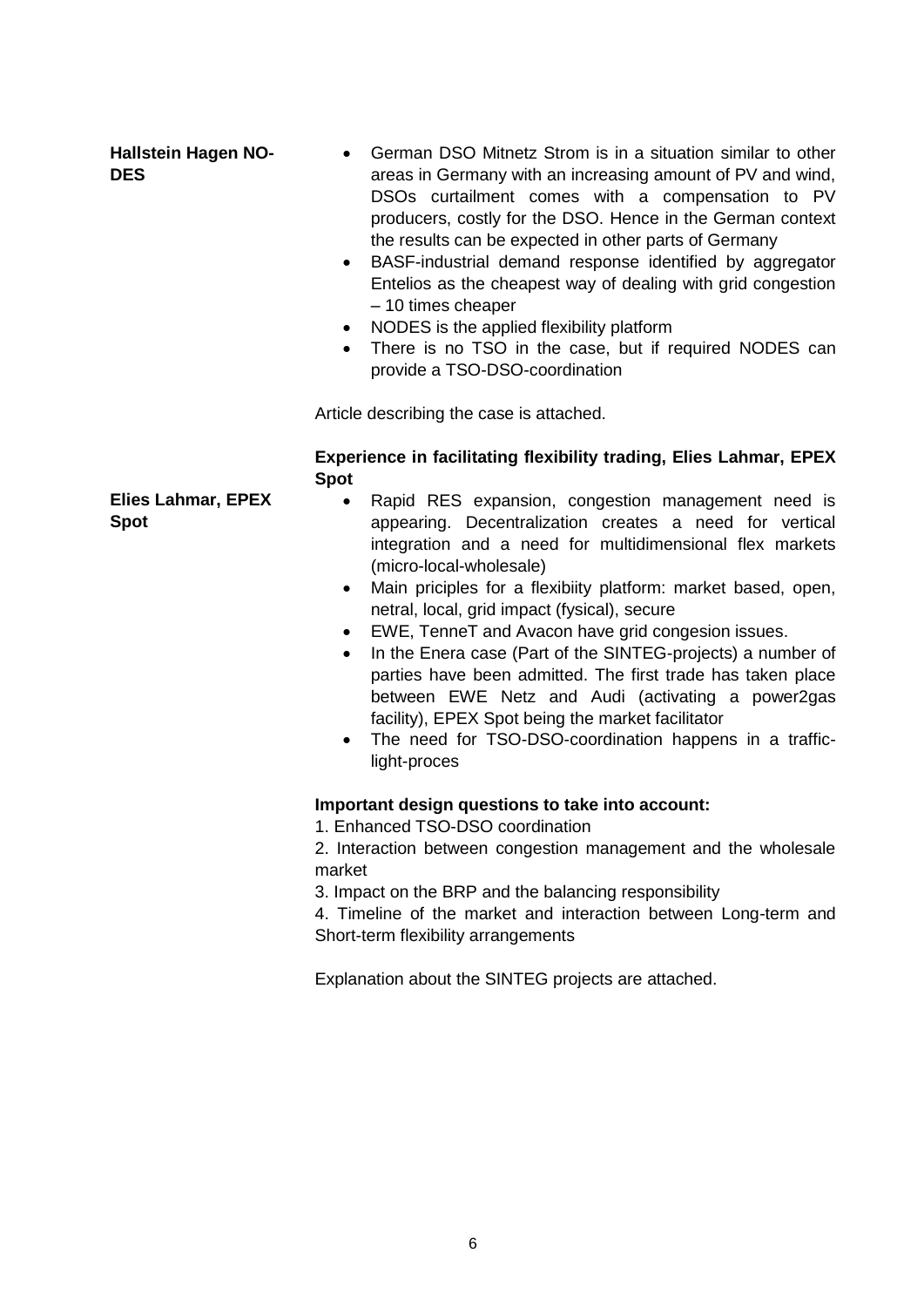**Hallstein Hagen NODES**

- German DSO Mitnetz Strom is in a situation similar to other areas in Germany with an increasing amount of PV and wind, DSOs curtailment comes with a compensation to PV producers, costly for the DSO. Hence in the German context the results can be expected in other parts of Germany
- BASF-industrial demand response identified by aggregator Entelios as the cheapest way of dealing with grid congestion – 10 times cheaper
- NODES is the applied flexibility platform
- There is no TSO in the case, but if required NODES can provide a TSO-DSO-coordination

Article describing the case is attached.

**Elies Lahmar, EPEX Spot**

**Experience in facilitating flexibility trading, Elies Lahmar, EPEX Spot**

- Rapid RES expansion, congestion management need is appearing. Decentralization creates a need for vertical integration and a need for multidimensional flex markets (micro-local-wholesale)
- Main priciples for a flexibiity platform: market based, open, netral, local, grid impact (fysical), secure
- EWE, TenneT and Avacon have grid congesion issues.
- In the Enera case (Part of the SINTEG-projects) a number of parties have been admitted. The first trade has taken place between EWE Netz and Audi (activating a power2gas facility), EPEX Spot being the market facilitator
- The need for TSO-DSO-coordination happens in a traffic-light-proces

**Important design questions to take into account:**

1. Enhanced TSO-DSO coordination
2. Interaction between congestion management and the wholesale market
3. Impact on the BRP and the balancing responsibility
4. Timeline of the market and interaction between Long-term and Short-term flexibility arrangements

Explanation about the SINTEG projects are attached.